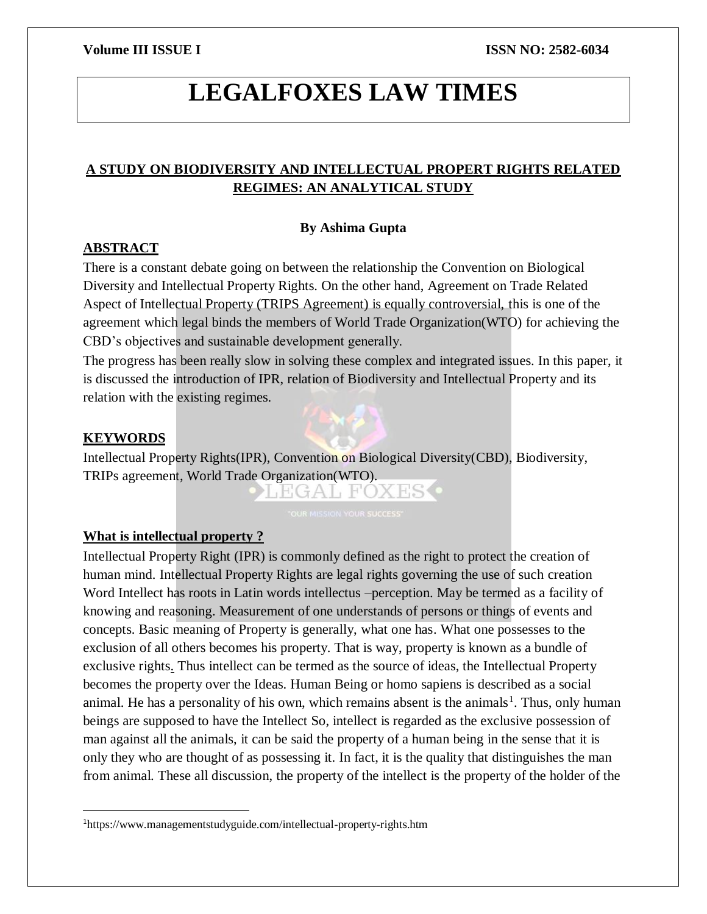# LEGALFOXES LAW TIMES

## A STUDY ON BIODIVERSITY AND INTELLECTUAL PROPERT RIGHTS RELATED REGIMES: AN ANALYTICAL STUDY

**By Ashima Gupta**

### ABSTRACT

There is a constant debate going on between the relationship the Convention on Biological Diversity and Intellectual Property Rights. On the other hand, Agreement on Trade Related Aspect of Intellectual Property (TRIPS Agreement) is equally controversial, this is one of the agreement which legal binds the members of World Trade Organization(WTO) for achieving the CBD's objectives and sustainable development generally.

The progress has been really slow in solving these complex and integrated issues. In this paper, it is discussed the introduction of IPR, relation of Biodiversity and Intellectual Property and its relation with the existing regimes.

### KEYWORDS

Intellectual Property Rights(IPR), Convention on Biological Diversity(CBD), Biodiversity, TRIPs agreement, World Trade Organization(WTO).

### What is intellectual property ?

Intellectual Property Right (IPR) is commonly defined as the right to protect the creation of human mind. Intellectual Property Rights are legal rights governing the use of such creation Word Intellect has roots in Latin words intellectus –perception. May be termed as a facility of knowing and reasoning. Measurement of one understands of persons or things of events and concepts. Basic meaning of Property is generally, what one has. What one possesses to the exclusion of all others becomes his property. That is way, property is known as a bundle of exclusive rights. Thus intellect can be termed as the source of ideas, the Intellectual Property becomes the property over the Ideas. Human Being or homo sapiens is described as a social animal. He has a personality of his own, which remains absent is the animals[1]. Thus, only human beings are supposed to have the Intellect So, intellect is regarded as the exclusive possession of man against all the animals, it can be said the property of a human being in the sense that it is only they who are thought of as possessing it. In fact, it is the quality that distinguishes the man from animal. These all discussion, the property of the intellect is the property of the holder of the

[1] https://www.managementstudyguide.com/intellectual-property-rights.htm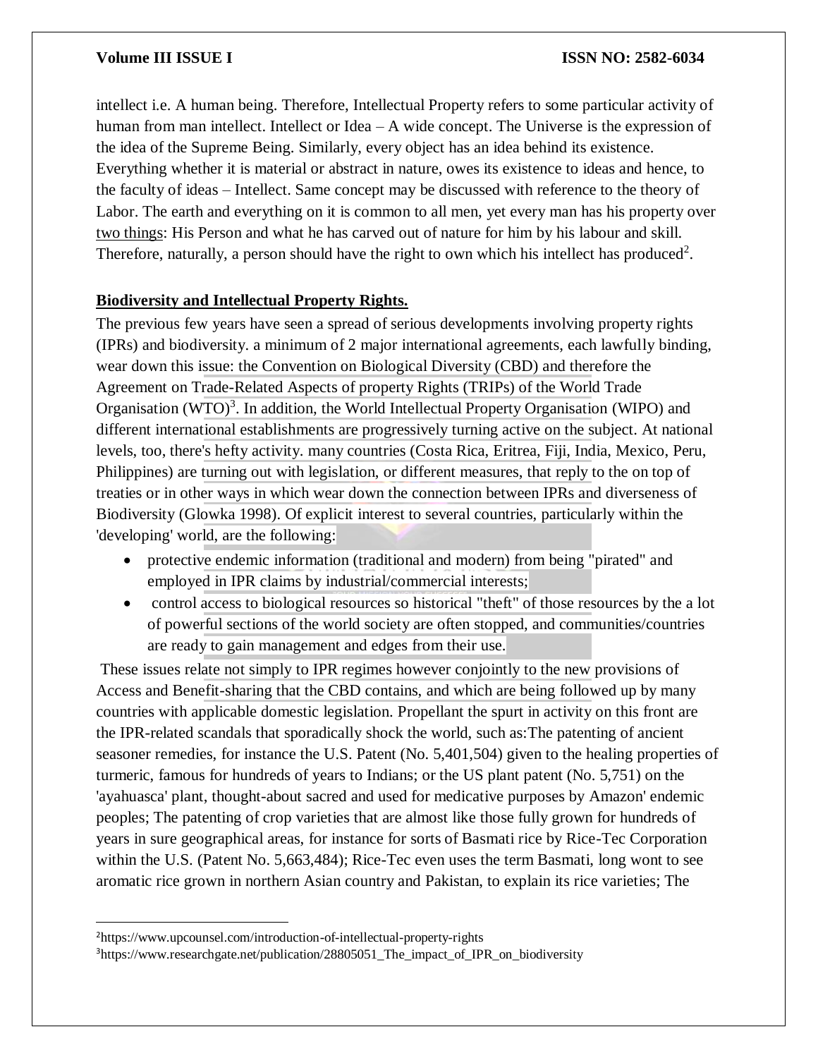intellect i.e. A human being. Therefore, Intellectual Property refers to some particular activity of human from man intellect. Intellect or Idea – A wide concept. The Universe is the expression of the idea of the Supreme Being. Similarly, every object has an idea behind its existence. Everything whether it is material or abstract in nature, owes its existence to ideas and hence, to the faculty of ideas – Intellect. Same concept may be discussed with reference to the theory of Labor. The earth and everything on it is common to all men, yet every man has his property over two things: His Person and what he has carved out of nature for him by his labour and skill. Therefore, naturally, a person should have the right to own which his intellect has produced[2].

## Biodiversity and Intellectual Property Rights.

The previous few years have seen a spread of serious developments involving property rights (IPRs) and biodiversity. a minimum of 2 major international agreements, each lawfully binding, wear down this issue: the Convention on Biological Diversity (CBD) and therefore the Agreement on Trade-Related Aspects of property Rights (TRIPs) of the World Trade Organisation (WTO)[3]. In addition, the World Intellectual Property Organisation (WIPO) and different international establishments are progressively turning active on the subject. At national levels, too, there's hefty activity. many countries (Costa Rica, Eritrea, Fiji, India, Mexico, Peru, Philippines) are turning out with legislation, or different measures, that reply to the on top of treaties or in other ways in which wear down the connection between IPRs and diverseness of Biodiversity (Glowka 1998). Of explicit interest to several countries, particularly within the 'developing' world, are the following:

- protective endemic information (traditional and modern) from being "pirated" and employed in IPR claims by industrial/commercial interests;
- control access to biological resources so historical "theft" of those resources by the a lot of powerful sections of the world society are often stopped, and communities/countries are ready to gain management and edges from their use.

These issues relate not simply to IPR regimes however conjointly to the new provisions of Access and Benefit-sharing that the CBD contains, and which are being followed up by many countries with applicable domestic legislation. Propellant the spurt in activity on this front are the IPR-related scandals that sporadically shock the world, such as:The patenting of ancient seasoner remedies, for instance the U.S. Patent (No. 5,401,504) given to the healing properties of turmeric, famous for hundreds of years to Indians; or the US plant patent (No. 5,751) on the 'ayahuasca' plant, thought-about sacred and used for medicative purposes by Amazon' endemic peoples; The patenting of crop varieties that are almost like those fully grown for hundreds of years in sure geographical areas, for instance for sorts of Basmati rice by Rice-Tec Corporation within the U.S. (Patent No. 5,663,484); Rice-Tec even uses the term Basmati, long wont to see aromatic rice grown in northern Asian country and Pakistan, to explain its rice varieties; The

---

[2] https://www.upcounsel.com/introduction-of-intellectual-property-rights

[3] https://www.researchgate.net/publication/28805051_The_impact_of_IPR_on_biodiversity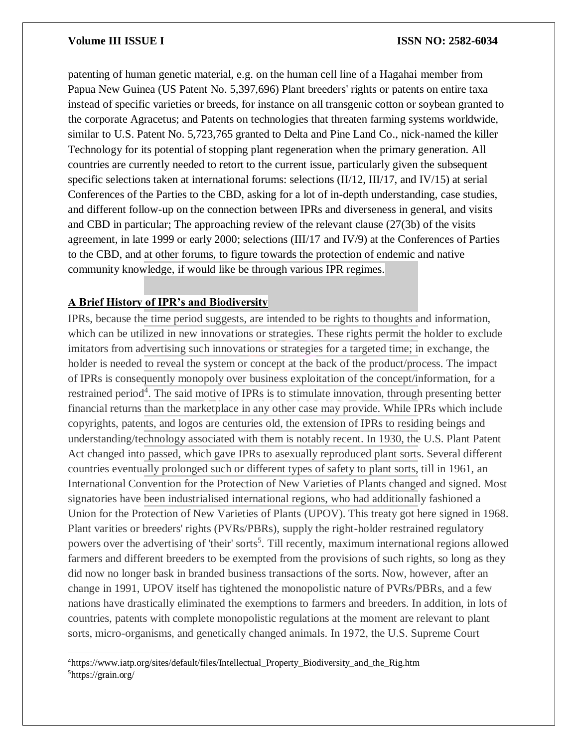patenting of human genetic material, e.g. on the human cell line of a Hagahai member from Papua New Guinea (US Patent No. 5,397,696) Plant breeders' rights or patents on entire taxa instead of specific varieties or breeds, for instance on all transgenic cotton or soybean granted to the corporate Agracetus; and Patents on technologies that threaten farming systems worldwide, similar to U.S. Patent No. 5,723,765 granted to Delta and Pine Land Co., nick-named the killer Technology for its potential of stopping plant regeneration when the primary generation. All countries are currently needed to retort to the current issue, particularly given the subsequent specific selections taken at international forums: selections (II/12, III/17, and IV/15) at serial Conferences of the Parties to the CBD, asking for a lot of in-depth understanding, case studies, and different follow-up on the connection between IPRs and diverseness in general, and visits and CBD in particular; The approaching review of the relevant clause (27(3b) of the visits agreement, in late 1999 or early 2000; selections (III/17 and IV/9) at the Conferences of Parties to the CBD, and at other forums, to figure towards the protection of endemic and native community knowledge, if would like be through various IPR regimes.

## A Brief History of IPR's and Biodiversity

IPRs, because the time period suggests, are intended to be rights to thoughts and information, which can be utilized in new innovations or strategies. These rights permit the holder to exclude imitators from advertising such innovations or strategies for a targeted time; in exchange, the holder is needed to reveal the system or concept at the back of the product/process. The impact of IPRs is consequently monopoly over business exploitation of the concept/information, for a restrained period[4]. The said motive of IPRs is to stimulate innovation, through presenting better financial returns than the marketplace in any other case may provide. While IPRs which include copyrights, patents, and logos are centuries old, the extension of IPRs to residing beings and understanding/technology associated with them is notably recent. In 1930, the U.S. Plant Patent Act changed into passed, which gave IPRs to asexually reproduced plant sorts. Several different countries eventually prolonged such or different types of safety to plant sorts, till in 1961, an International Convention for the Protection of New Varieties of Plants changed and signed. Most signatories have been industrialised international regions, who had additionally fashioned a Union for the Protection of New Varieties of Plants (UPOV). This treaty got here signed in 1968. Plant varities or breeders' rights (PVRs/PBRs), supply the right-holder restrained regulatory powers over the advertising of 'their' sorts[5]. Till recently, maximum international regions allowed farmers and different breeders to be exempted from the provisions of such rights, so long as they did now no longer bask in branded business transactions of the sorts. Now, however, after an change in 1991, UPOV itself has tightened the monopolistic nature of PVRs/PBRs, and a few nations have drastically eliminated the exemptions to farmers and breeders. In addition, in lots of countries, patents with complete monopolistic regulations at the moment are relevant to plant sorts, micro-organisms, and genetically changed animals. In 1972, the U.S. Supreme Court

---

[4] https://www.iatp.org/sites/default/files/Intellectual_Property_Biodiversity_and_the_Rig.htm

[5] https://grain.org/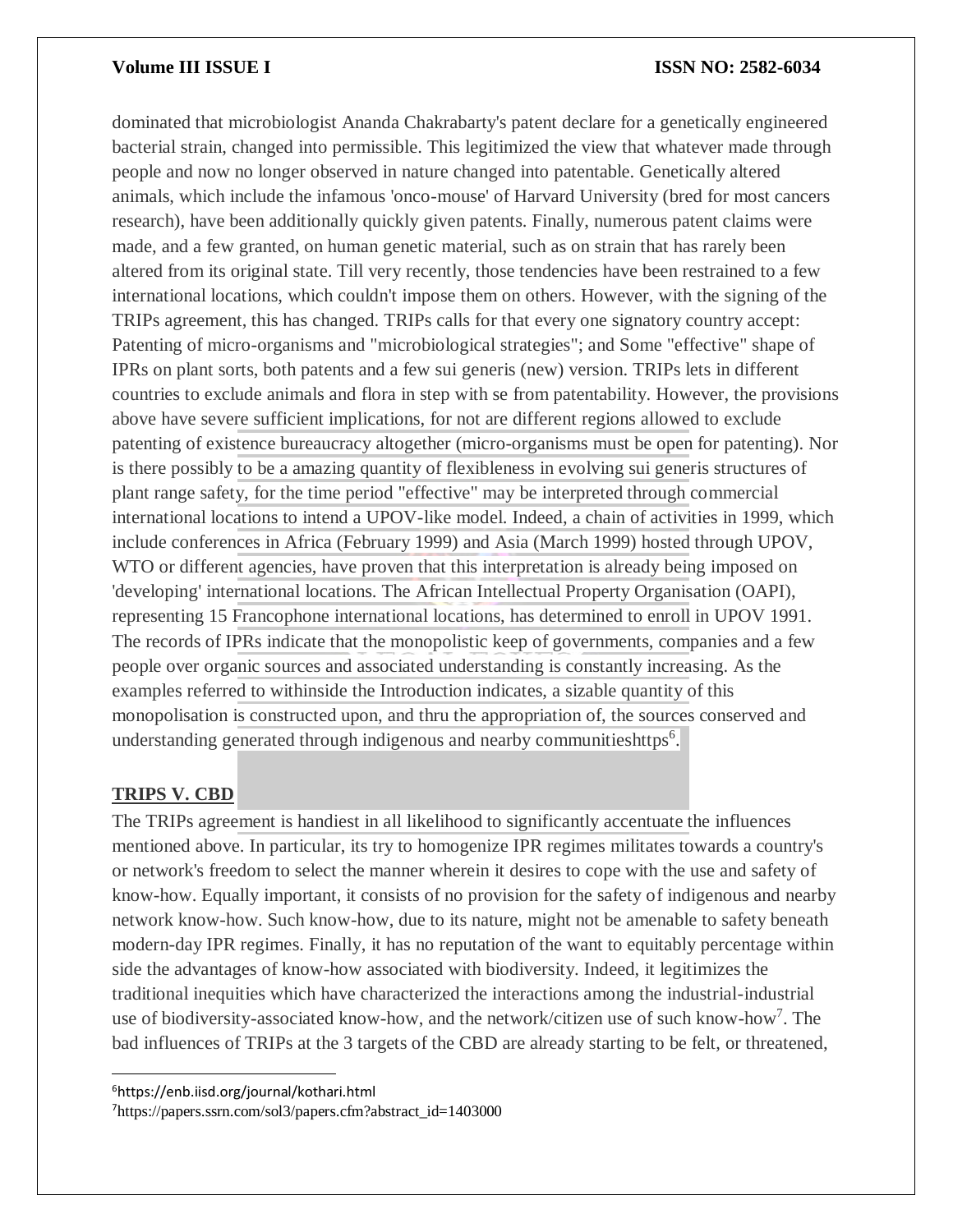dominated that microbiologist Ananda Chakrabarty's patent declare for a genetically engineered bacterial strain, changed into permissible. This legitimized the view that whatever made through people and now no longer observed in nature changed into patentable. Genetically altered animals, which include the infamous 'onco-mouse' of Harvard University (bred for most cancers research), have been additionally quickly given patents. Finally, numerous patent claims were made, and a few granted, on human genetic material, such as on strain that has rarely been altered from its original state. Till very recently, those tendencies have been restrained to a few international locations, which couldn't impose them on others. However, with the signing of the TRIPs agreement, this has changed. TRIPs calls for that every one signatory country accept: Patenting of micro-organisms and "microbiological strategies"; and Some "effective" shape of IPRs on plant sorts, both patents and a few sui generis (new) version. TRIPs lets in different countries to exclude animals and flora in step with se from patentability. However, the provisions above have severe sufficient implications, for not are different regions allowed to exclude patenting of existence bureaucracy altogether (micro-organisms must be open for patenting). Nor is there possibly to be a amazing quantity of flexibleness in evolving sui generis structures of plant range safety, for the time period "effective" may be interpreted through commercial international locations to intend a UPOV-like model. Indeed, a chain of activities in 1999, which include conferences in Africa (February 1999) and Asia (March 1999) hosted through UPOV, WTO or different agencies, have proven that this interpretation is already being imposed on 'developing' international locations. The African Intellectual Property Organisation (OAPI), representing 15 Francophone international locations, has determined to enroll in UPOV 1991. The records of IPRs indicate that the monopolistic keep of governments, companies and a few people over organic sources and associated understanding is constantly increasing. As the examples referred to withinside the Introduction indicates, a sizable quantity of this monopolisation is constructed upon, and thru the appropriation of, the sources conserved and understanding generated through indigenous and nearby communitieshttps[6].

## TRIPS V. CBD

The TRIPs agreement is handiest in all likelihood to significantly accentuate the influences mentioned above. In particular, its try to homogenize IPR regimes militates towards a country's or network's freedom to select the manner wherein it desires to cope with the use and safety of know-how. Equally important, it consists of no provision for the safety of indigenous and nearby network know-how. Such know-how, due to its nature, might not be amenable to safety beneath modern-day IPR regimes. Finally, it has no reputation of the want to equitably percentage within side the advantages of know-how associated with biodiversity. Indeed, it legitimizes the traditional inequities which have characterized the interactions among the industrial-industrial use of biodiversity-associated know-how, and the network/citizen use of such know-how[7]. The bad influences of TRIPs at the 3 targets of the CBD are already starting to be felt, or threatened,

---

[6] https://enb.iisd.org/journal/kothari.html

[7] https://papers.ssrn.com/sol3/papers.cfm?abstract_id=1403000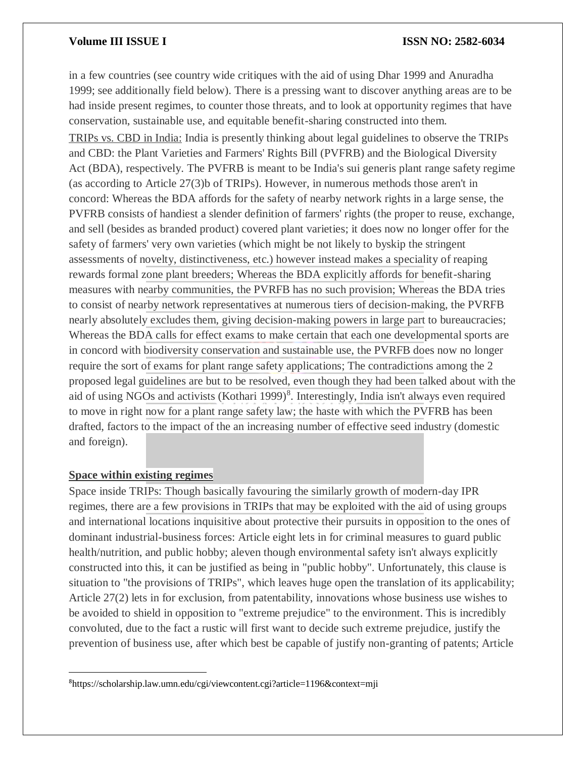in a few countries (see country wide critiques with the aid of using Dhar 1999 and Anuradha 1999; see additionally field below). There is a pressing want to discover anything areas are to be had inside present regimes, to counter those threats, and to look at opportunity regimes that have conservation, sustainable use, and equitable benefit-sharing constructed into them.

TRIPs vs. CBD in India: India is presently thinking about legal guidelines to observe the TRIPs and CBD: the Plant Varieties and Farmers' Rights Bill (PVFRB) and the Biological Diversity Act (BDA), respectively. The PVFRB is meant to be India's sui generis plant range safety regime (as according to Article 27(3)b of TRIPs). However, in numerous methods those aren't in concord: Whereas the BDA affords for the safety of nearby network rights in a large sense, the PVFRB consists of handiest a slender definition of farmers' rights (the proper to reuse, exchange, and sell (besides as branded product) covered plant varieties; it does now no longer offer for the safety of farmers' very own varieties (which might be not likely to byskip the stringent assessments of novelty, distinctiveness, etc.) however instead makes a speciality of reaping rewards formal zone plant breeders; Whereas the BDA explicitly affords for benefit-sharing measures with nearby communities, the PVRFB has no such provision; Whereas the BDA tries to consist of nearby network representatives at numerous tiers of decision-making, the PVRFB nearly absolutely excludes them, giving decision-making powers in large part to bureaucracies; Whereas the BDA calls for effect exams to make certain that each one developmental sports are in concord with biodiversity conservation and sustainable use, the PVRFB does now no longer require the sort of exams for plant range safety applications; The contradictions among the 2 proposed legal guidelines are but to be resolved, even though they had been talked about with the aid of using NGOs and activists (Kothari 1999)[8]. Interestingly, India isn't always even required to move in right now for a plant range safety law; the haste with which the PVFRB has been drafted, factors to the impact of the an increasing number of effective seed industry (domestic and foreign).

**Space within existing regimes**

Space inside TRIPs: Though basically favouring the similarly growth of modern-day IPR regimes, there are a few provisions in TRIPs that may be exploited with the aid of using groups and international locations inquisitive about protective their pursuits in opposition to the ones of dominant industrial-business forces: Article eight lets in for criminal measures to guard public health/nutrition, and public hobby; aleven though environmental safety isn't always explicitly constructed into this, it can be justified as being in "public hobby". Unfortunately, this clause is situation to "the provisions of TRIPs", which leaves huge open the translation of its applicability; Article 27(2) lets in for exclusion, from patentability, innovations whose business use wishes to be avoided to shield in opposition to "extreme prejudice" to the environment. This is incredibly convoluted, due to the fact a rustic will first want to decide such extreme prejudice, justify the prevention of business use, after which best be capable of justify non-granting of patents; Article

[8]https://scholarship.law.umn.edu/cgi/viewcontent.cgi?article=1196&context=mji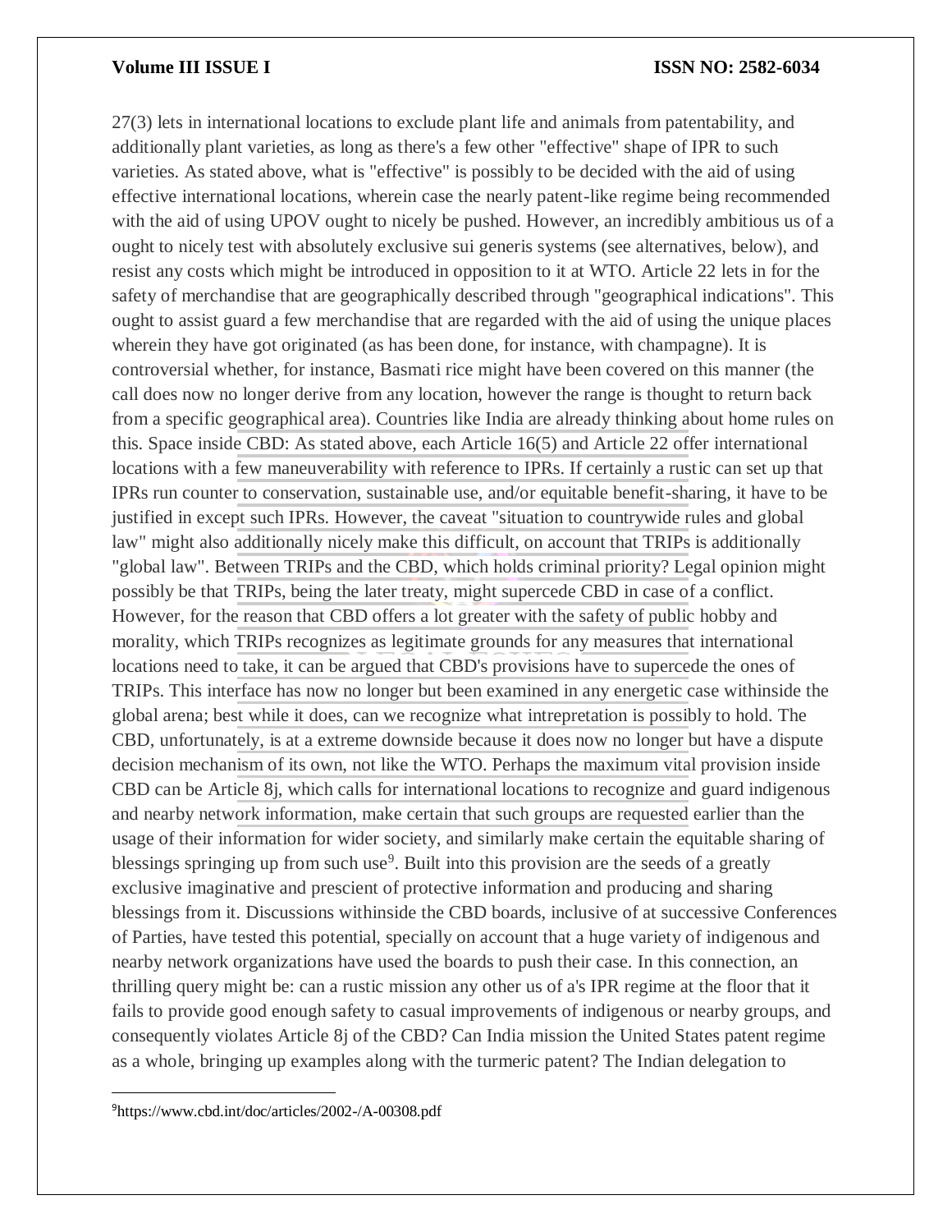27(3) lets in international locations to exclude plant life and animals from patentability, and additionally plant varieties, as long as there's a few other "effective" shape of IPR to such varieties. As stated above, what is "effective" is possibly to be decided with the aid of using effective international locations, wherein case the nearly patent-like regime being recommended with the aid of using UPOV ought to nicely be pushed. However, an incredibly ambitious us of a ought to nicely test with absolutely exclusive sui generis systems (see alternatives, below), and resist any costs which might be introduced in opposition to it at WTO. Article 22 lets in for the safety of merchandise that are geographically described through "geographical indications". This ought to assist guard a few merchandise that are regarded with the aid of using the unique places wherein they have got originated (as has been done, for instance, with champagne). It is controversial whether, for instance, Basmati rice might have been covered on this manner (the call does now no longer derive from any location, however the range is thought to return back from a specific geographical area). Countries like India are already thinking about home rules on this. Space inside CBD: As stated above, each Article 16(5) and Article 22 offer international locations with a few maneuverability with reference to IPRs. If certainly a rustic can set up that IPRs run counter to conservation, sustainable use, and/or equitable benefit-sharing, it have to be justified in except such IPRs. However, the caveat "situation to countrywide rules and global law" might also additionally nicely make this difficult, on account that TRIPs is additionally "global law". Between TRIPs and the CBD, which holds criminal priority? Legal opinion might possibly be that TRIPs, being the later treaty, might supercede CBD in case of a conflict. However, for the reason that CBD offers a lot greater with the safety of public hobby and morality, which TRIPs recognizes as legitimate grounds for any measures that international locations need to take, it can be argued that CBD's provisions have to supercede the ones of TRIPs. This interface has now no longer but been examined in any energetic case withinside the global arena; best while it does, can we recognize what intrepretation is possibly to hold. The CBD, unfortunately, is at a extreme downside because it does now no longer but have a dispute decision mechanism of its own, not like the WTO. Perhaps the maximum vital provision inside CBD can be Article 8j, which calls for international locations to recognize and guard indigenous and nearby network information, make certain that such groups are requested earlier than the usage of their information for wider society, and similarly make certain the equitable sharing of blessings springing up from such use[9]. Built into this provision are the seeds of a greatly exclusive imaginative and prescient of protective information and producing and sharing blessings from it. Discussions withinside the CBD boards, inclusive of at successive Conferences of Parties, have tested this potential, specially on account that a huge variety of indigenous and nearby network organizations have used the boards to push their case. In this connection, an thrilling query might be: can a rustic mission any other us of a's IPR regime at the floor that it fails to provide good enough safety to casual improvements of indigenous or nearby groups, and consequently violates Article 8j of the CBD? Can India mission the United States patent regime as a whole, bringing up examples along with the turmeric patent? The Indian delegation to

---

[9]https://www.cbd.int/doc/articles/2002-/A-00308.pdf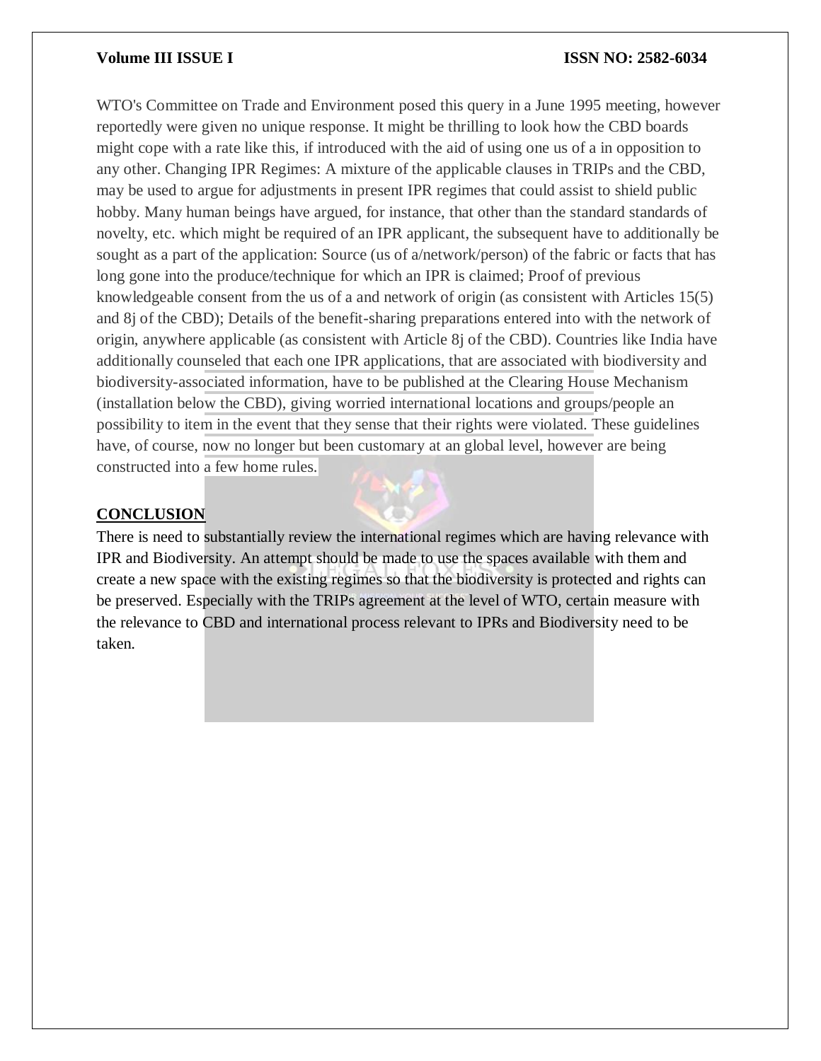WTO's Committee on Trade and Environment posed this query in a June 1995 meeting, however reportedly were given no unique response. It might be thrilling to look how the CBD boards might cope with a rate like this, if introduced with the aid of using one us of a in opposition to any other. Changing IPR Regimes: A mixture of the applicable clauses in TRIPs and the CBD, may be used to argue for adjustments in present IPR regimes that could assist to shield public hobby. Many human beings have argued, for instance, that other than the standard standards of novelty, etc. which might be required of an IPR applicant, the subsequent have to additionally be sought as a part of the application: Source (us of a/network/person) of the fabric or facts that has long gone into the produce/technique for which an IPR is claimed; Proof of previous knowledgeable consent from the us of a and network of origin (as consistent with Articles 15(5) and 8j of the CBD); Details of the benefit-sharing preparations entered into with the network of origin, anywhere applicable (as consistent with Article 8j of the CBD). Countries like India have additionally counseled that each one IPR applications, that are associated with biodiversity and biodiversity-associated information, have to be published at the Clearing House Mechanism (installation below the CBD), giving worried international locations and groups/people an possibility to item in the event that they sense that their rights were violated. These guidelines have, of course, now no longer but been customary at an global level, however are being constructed into a few home rules.

## CONCLUSION

There is need to substantially review the international regimes which are having relevance with IPR and Biodiversity. An attempt should be made to use the spaces available with them and create a new space with the existing regimes so that the biodiversity is protected and rights can be preserved. Especially with the TRIPs agreement at the level of WTO, certain measure with the relevance to CBD and international process relevant to IPRs and Biodiversity need to be taken.